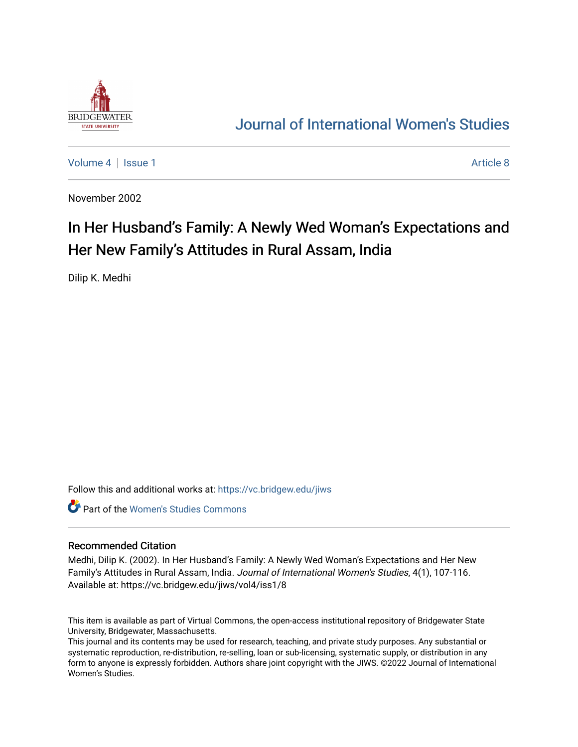# Journal of International Women's Studies

Volume 4 | Issue 1 Article 8

November 2002

# In Her Husband's Family: A Newly Wed Woman's Expectations and Her New Family's Attitudes in Rural Assam, India

Dilip K. Medhi

Follow this and additional works at: https://vc.bridgew.edu/jiws

Part of the Women's Studies Commons

## Recommended Citation

Medhi, Dilip K. (2002). In Her Husband's Family: A Newly Wed Woman's Expectations and Her New Family's Attitudes in Rural Assam, India. *Journal of International Women's Studies*, 4(1), 107-116. Available at: https://vc.bridgew.edu/jiws/vol4/iss1/8

This item is available as part of Virtual Commons, the open-access institutional repository of Bridgewater State University, Bridgewater, Massachusetts.

This journal and its contents may be used for research, teaching, and private study purposes. Any substantial or systematic reproduction, re-distribution, re-selling, loan or sub-licensing, systematic supply, or distribution in any form to anyone is expressly forbidden. Authors share joint copyright with the JIWS. ©2022 Journal of International Women's Studies.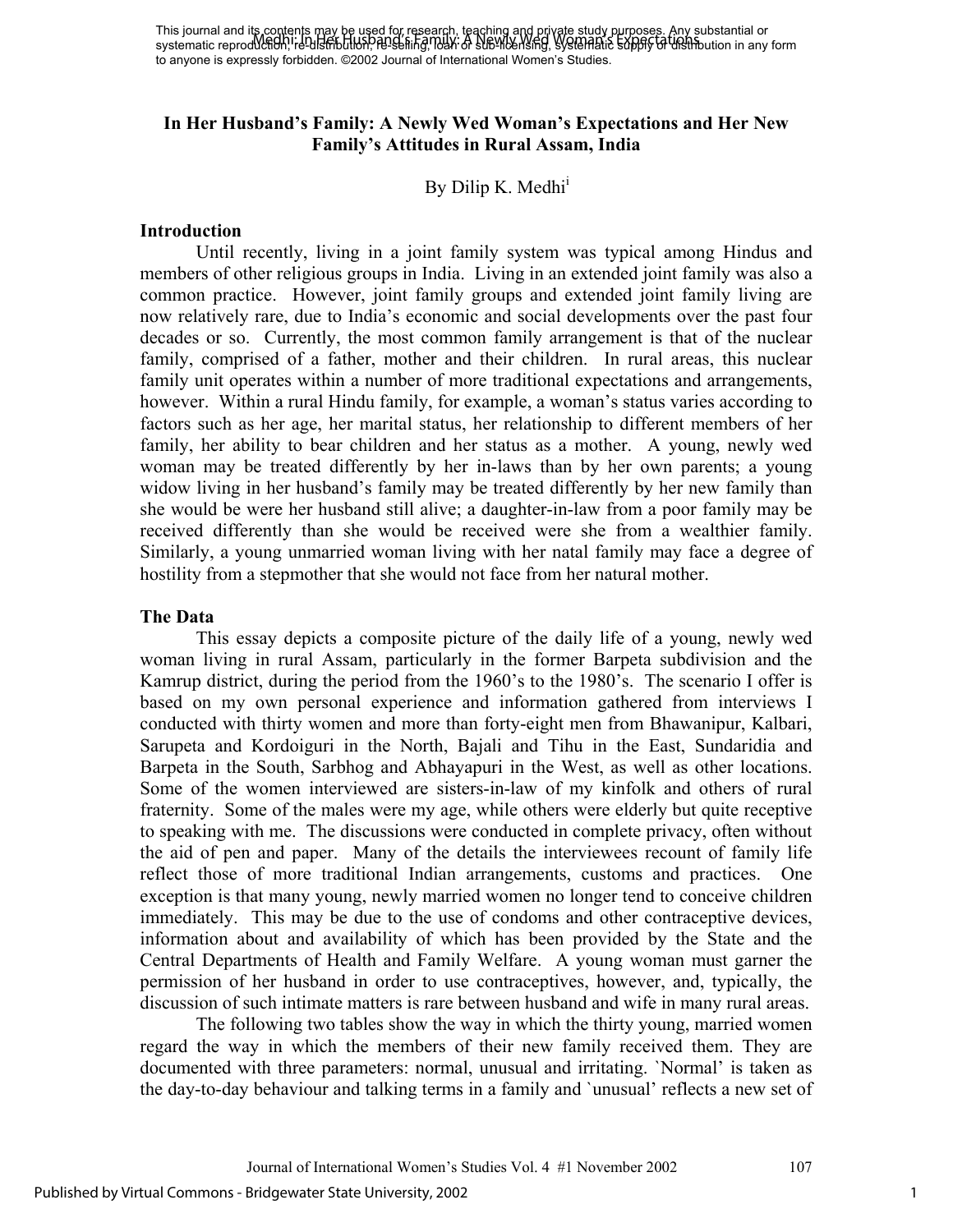# In Her Husband's Family: A Newly Wed Woman's Expectations and Her New Family's Attitudes in Rural Assam, India

By Dilip K. Medhi[i]

## Introduction

Until recently, living in a joint family system was typical among Hindus and members of other religious groups in India. Living in an extended joint family was also a common practice. However, joint family groups and extended joint family living are now relatively rare, due to India's economic and social developments over the past four decades or so. Currently, the most common family arrangement is that of the nuclear family, comprised of a father, mother and their children. In rural areas, this nuclear family unit operates within a number of more traditional expectations and arrangements, however. Within a rural Hindu family, for example, a woman's status varies according to factors such as her age, her marital status, her relationship to different members of her family, her ability to bear children and her status as a mother. A young, newly wed woman may be treated differently by her in-laws than by her own parents; a young widow living in her husband's family may be treated differently by her new family than she would be were her husband still alive; a daughter-in-law from a poor family may be received differently than she would be received were she from a wealthier family. Similarly, a young unmarried woman living with her natal family may face a degree of hostility from a stepmother that she would not face from her natural mother.

## The Data

This essay depicts a composite picture of the daily life of a young, newly wed woman living in rural Assam, particularly in the former Barpeta subdivision and the Kamrup district, during the period from the 1960's to the 1980's. The scenario I offer is based on my own personal experience and information gathered from interviews I conducted with thirty women and more than forty-eight men from Bhawanipur, Kalbari, Sarupeta and Kordoiguri in the North, Bajali and Tihu in the East, Sundaridia and Barpeta in the South, Sarbhog and Abhayapuri in the West, as well as other locations. Some of the women interviewed are sisters-in-law of my kinfolk and others of rural fraternity. Some of the males were my age, while others were elderly but quite receptive to speaking with me. The discussions were conducted in complete privacy, often without the aid of pen and paper. Many of the details the interviewees recount of family life reflect those of more traditional Indian arrangements, customs and practices. One exception is that many young, newly married women no longer tend to conceive children immediately. This may be due to the use of condoms and other contraceptive devices, information about and availability of which has been provided by the State and the Central Departments of Health and Family Welfare. A young woman must garner the permission of her husband in order to use contraceptives, however, and, typically, the discussion of such intimate matters is rare between husband and wife in many rural areas.

The following two tables show the way in which the thirty young, married women regard the way in which the members of their new family received them. They are documented with three parameters: normal, unusual and irritating. `Normal' is taken as the day-to-day behaviour and talking terms in a family and `unusual' reflects a new set of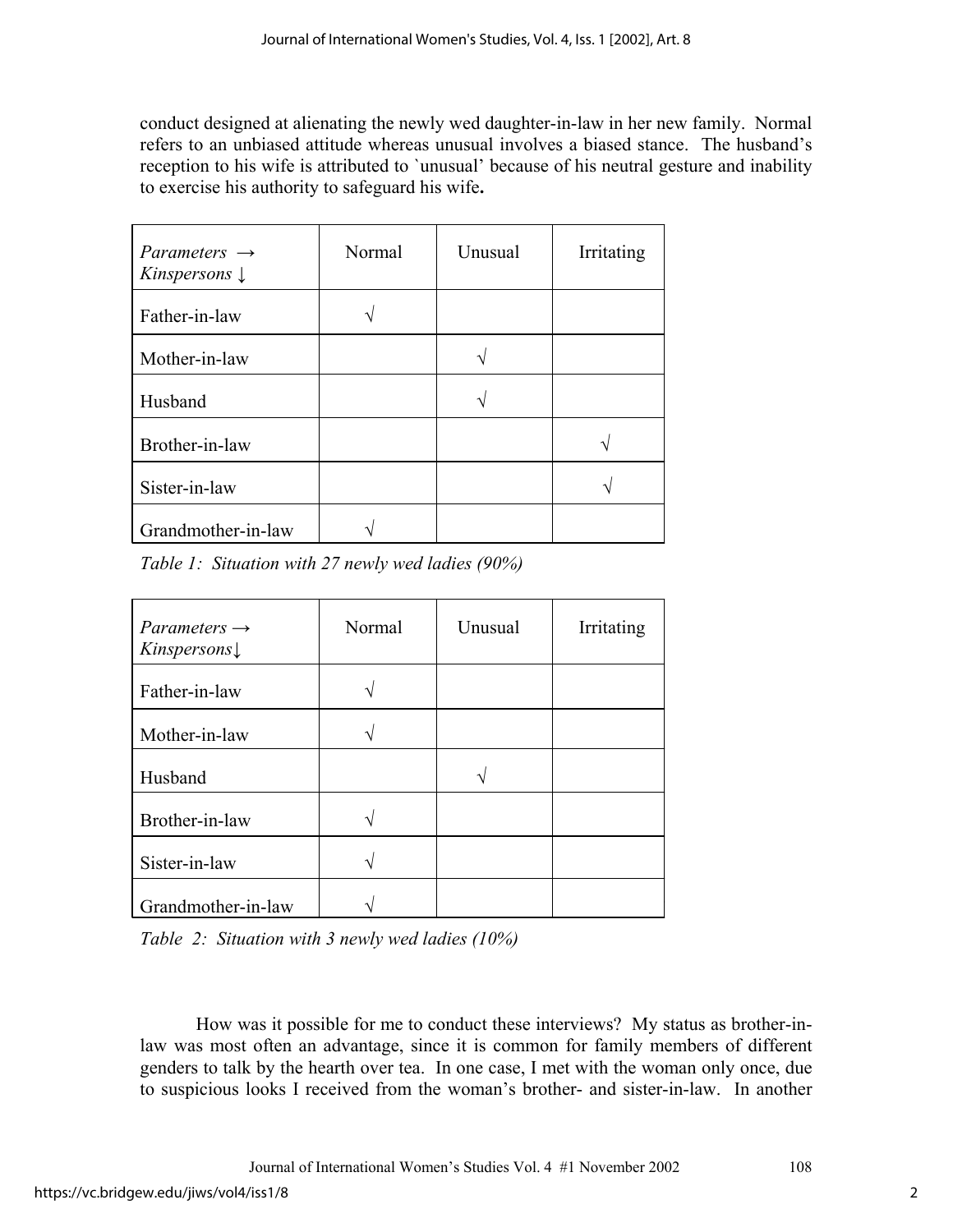conduct designed at alienating the newly wed daughter-in-law in her new family. Normal refers to an unbiased attitude whereas unusual involves a biased stance. The husband's reception to his wife is attributed to `unusual' because of his neutral gesture and inability to exercise his authority to safeguard his wife**.**

| *Parameters →* *Kinspersons ↓* | Normal | Unusual | Irritating |
|---|---|---|---|
| Father-in-law | √ | | |
| Mother-in-law | | √ | |
| Husband | | √ | |
| Brother-in-law | | | √ |
| Sister-in-law | | | √ |
| Grandmother-in-law | √ | | |

*Table 1: Situation with 27 newly wed ladies (90%)*

| *Parameters →* *Kinspersons↓* | Normal | Unusual | Irritating |
|---|---|---|---|
| Father-in-law | √ | | |
| Mother-in-law | √ | | |
| Husband | | √ | |
| Brother-in-law | √ | | |
| Sister-in-law | √ | | |
| Grandmother-in-law | √ | | |

*Table 2: Situation with 3 newly wed ladies (10%)*

How was it possible for me to conduct these interviews? My status as brother-in-law was most often an advantage, since it is common for family members of different genders to talk by the hearth over tea. In one case, I met with the woman only once, due to suspicious looks I received from the woman's brother- and sister-in-law. In another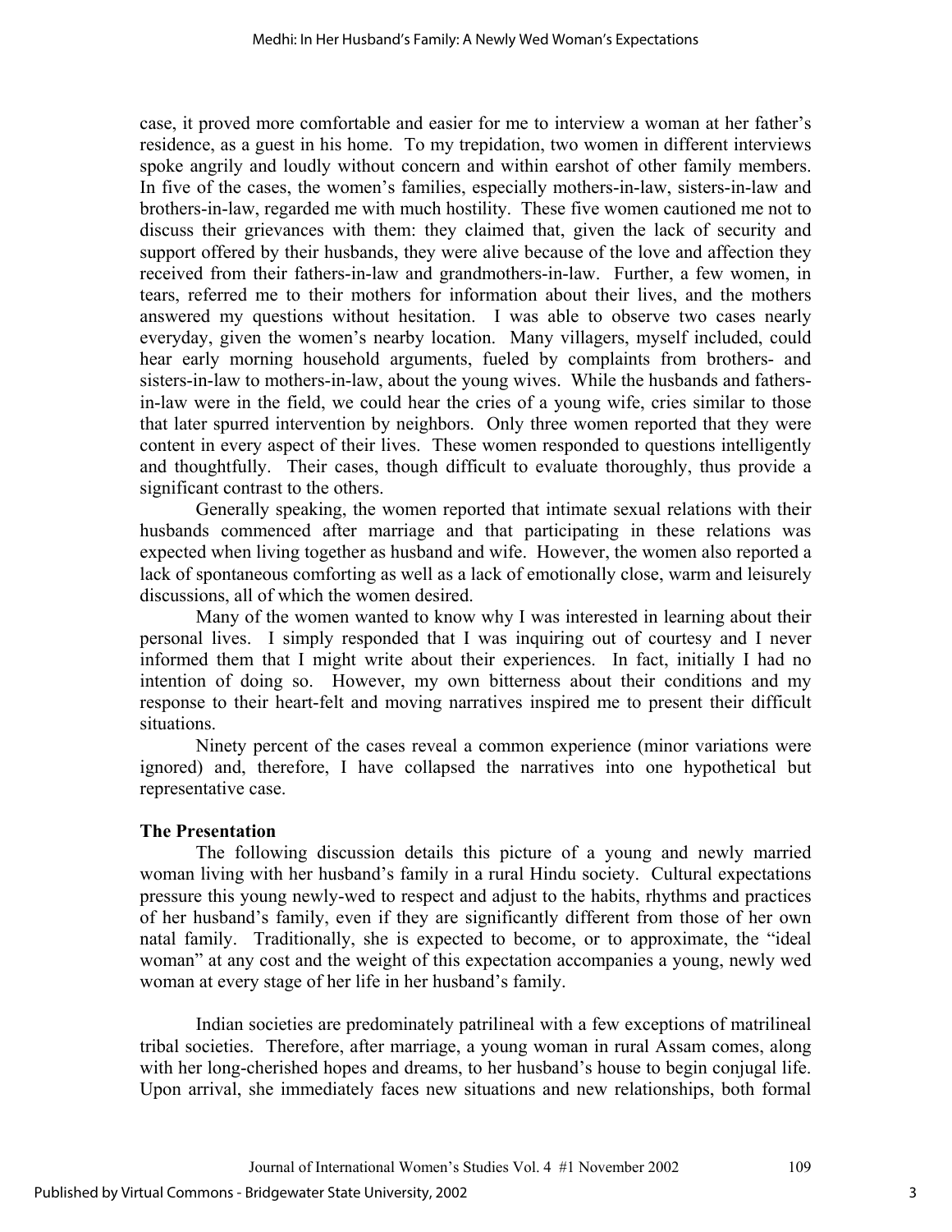case, it proved more comfortable and easier for me to interview a woman at her father's residence, as a guest in his home. To my trepidation, two women in different interviews spoke angrily and loudly without concern and within earshot of other family members. In five of the cases, the women's families, especially mothers-in-law, sisters-in-law and brothers-in-law, regarded me with much hostility. These five women cautioned me not to discuss their grievances with them: they claimed that, given the lack of security and support offered by their husbands, they were alive because of the love and affection they received from their fathers-in-law and grandmothers-in-law. Further, a few women, in tears, referred me to their mothers for information about their lives, and the mothers answered my questions without hesitation. I was able to observe two cases nearly everyday, given the women's nearby location. Many villagers, myself included, could hear early morning household arguments, fueled by complaints from brothers- and sisters-in-law to mothers-in-law, about the young wives. While the husbands and fathers-in-law were in the field, we could hear the cries of a young wife, cries similar to those that later spurred intervention by neighbors. Only three women reported that they were content in every aspect of their lives. These women responded to questions intelligently and thoughtfully. Their cases, though difficult to evaluate thoroughly, thus provide a significant contrast to the others.

Generally speaking, the women reported that intimate sexual relations with their husbands commenced after marriage and that participating in these relations was expected when living together as husband and wife. However, the women also reported a lack of spontaneous comforting as well as a lack of emotionally close, warm and leisurely discussions, all of which the women desired.

Many of the women wanted to know why I was interested in learning about their personal lives. I simply responded that I was inquiring out of courtesy and I never informed them that I might write about their experiences. In fact, initially I had no intention of doing so. However, my own bitterness about their conditions and my response to their heart-felt and moving narratives inspired me to present their difficult situations.

Ninety percent of the cases reveal a common experience (minor variations were ignored) and, therefore, I have collapsed the narratives into one hypothetical but representative case.

**The Presentation**

The following discussion details this picture of a young and newly married woman living with her husband's family in a rural Hindu society. Cultural expectations pressure this young newly-wed to respect and adjust to the habits, rhythms and practices of her husband's family, even if they are significantly different from those of her own natal family. Traditionally, she is expected to become, or to approximate, the "ideal woman" at any cost and the weight of this expectation accompanies a young, newly wed woman at every stage of her life in her husband's family.

Indian societies are predominately patrilineal with a few exceptions of matrilineal tribal societies. Therefore, after marriage, a young woman in rural Assam comes, along with her long-cherished hopes and dreams, to her husband's house to begin conjugal life. Upon arrival, she immediately faces new situations and new relationships, both formal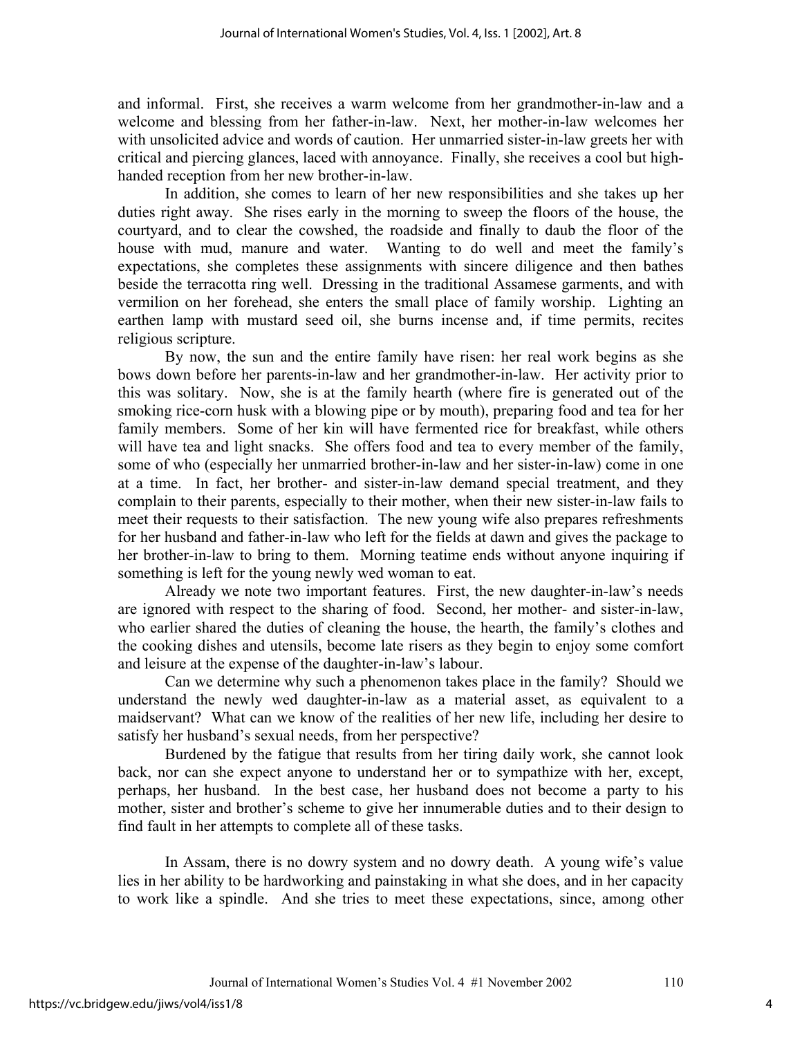and informal. First, she receives a warm welcome from her grandmother-in-law and a welcome and blessing from her father-in-law. Next, her mother-in-law welcomes her with unsolicited advice and words of caution. Her unmarried sister-in-law greets her with critical and piercing glances, laced with annoyance. Finally, she receives a cool but high-handed reception from her new brother-in-law.

In addition, she comes to learn of her new responsibilities and she takes up her duties right away. She rises early in the morning to sweep the floors of the house, the courtyard, and to clear the cowshed, the roadside and finally to daub the floor of the house with mud, manure and water. Wanting to do well and meet the family's expectations, she completes these assignments with sincere diligence and then bathes beside the terracotta ring well. Dressing in the traditional Assamese garments, and with vermilion on her forehead, she enters the small place of family worship. Lighting an earthen lamp with mustard seed oil, she burns incense and, if time permits, recites religious scripture.

By now, the sun and the entire family have risen: her real work begins as she bows down before her parents-in-law and her grandmother-in-law. Her activity prior to this was solitary. Now, she is at the family hearth (where fire is generated out of the smoking rice-corn husk with a blowing pipe or by mouth), preparing food and tea for her family members. Some of her kin will have fermented rice for breakfast, while others will have tea and light snacks. She offers food and tea to every member of the family, some of who (especially her unmarried brother-in-law and her sister-in-law) come in one at a time. In fact, her brother- and sister-in-law demand special treatment, and they complain to their parents, especially to their mother, when their new sister-in-law fails to meet their requests to their satisfaction. The new young wife also prepares refreshments for her husband and father-in-law who left for the fields at dawn and gives the package to her brother-in-law to bring to them. Morning teatime ends without anyone inquiring if something is left for the young newly wed woman to eat.

Already we note two important features. First, the new daughter-in-law's needs are ignored with respect to the sharing of food. Second, her mother- and sister-in-law, who earlier shared the duties of cleaning the house, the hearth, the family's clothes and the cooking dishes and utensils, become late risers as they begin to enjoy some comfort and leisure at the expense of the daughter-in-law's labour.

Can we determine why such a phenomenon takes place in the family? Should we understand the newly wed daughter-in-law as a material asset, as equivalent to a maidservant? What can we know of the realities of her new life, including her desire to satisfy her husband's sexual needs, from her perspective?

Burdened by the fatigue that results from her tiring daily work, she cannot look back, nor can she expect anyone to understand her or to sympathize with her, except, perhaps, her husband. In the best case, her husband does not become a party to his mother, sister and brother's scheme to give her innumerable duties and to their design to find fault in her attempts to complete all of these tasks.

In Assam, there is no dowry system and no dowry death. A young wife's value lies in her ability to be hardworking and painstaking in what she does, and in her capacity to work like a spindle. And she tries to meet these expectations, since, among other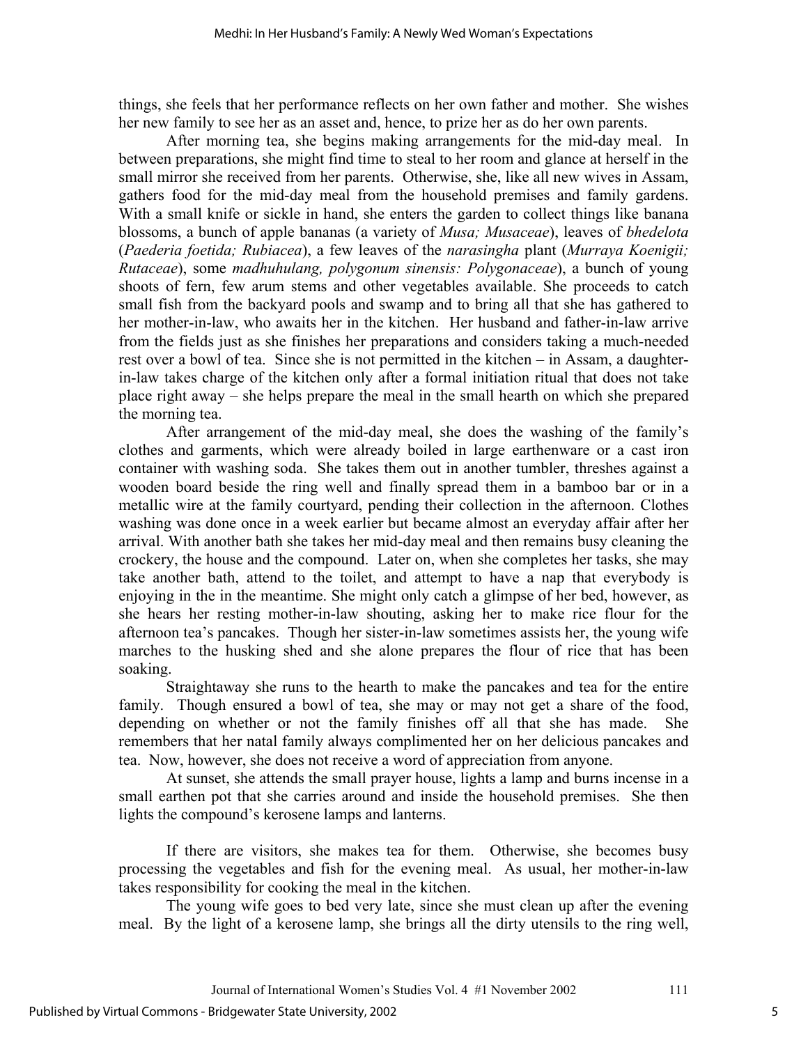things, she feels that her performance reflects on her own father and mother. She wishes her new family to see her as an asset and, hence, to prize her as do her own parents.

After morning tea, she begins making arrangements for the mid-day meal. In between preparations, she might find time to steal to her room and glance at herself in the small mirror she received from her parents. Otherwise, she, like all new wives in Assam, gathers food for the mid-day meal from the household premises and family gardens. With a small knife or sickle in hand, she enters the garden to collect things like banana blossoms, a bunch of apple bananas (a variety of *Musa; Musaceae*), leaves of *bhedelota* (*Paederia foetida; Rubiacea*), a few leaves of the *narasingha* plant (*Murraya Koenigii; Rutaceae*), some *madhuhulang, polygonum sinensis: Polygonaceae*), a bunch of young shoots of fern, few arum stems and other vegetables available. She proceeds to catch small fish from the backyard pools and swamp and to bring all that she has gathered to her mother-in-law, who awaits her in the kitchen. Her husband and father-in-law arrive from the fields just as she finishes her preparations and considers taking a much-needed rest over a bowl of tea. Since she is not permitted in the kitchen – in Assam, a daughter-in-law takes charge of the kitchen only after a formal initiation ritual that does not take place right away – she helps prepare the meal in the small hearth on which she prepared the morning tea.

After arrangement of the mid-day meal, she does the washing of the family's clothes and garments, which were already boiled in large earthenware or a cast iron container with washing soda. She takes them out in another tumbler, threshes against a wooden board beside the ring well and finally spread them in a bamboo bar or in a metallic wire at the family courtyard, pending their collection in the afternoon. Clothes washing was done once in a week earlier but became almost an everyday affair after her arrival. With another bath she takes her mid-day meal and then remains busy cleaning the crockery, the house and the compound. Later on, when she completes her tasks, she may take another bath, attend to the toilet, and attempt to have a nap that everybody is enjoying in the in the meantime. She might only catch a glimpse of her bed, however, as she hears her resting mother-in-law shouting, asking her to make rice flour for the afternoon tea's pancakes. Though her sister-in-law sometimes assists her, the young wife marches to the husking shed and she alone prepares the flour of rice that has been soaking.

Straightaway she runs to the hearth to make the pancakes and tea for the entire family. Though ensured a bowl of tea, she may or may not get a share of the food, depending on whether or not the family finishes off all that she has made. She remembers that her natal family always complimented her on her delicious pancakes and tea. Now, however, she does not receive a word of appreciation from anyone.

At sunset, she attends the small prayer house, lights a lamp and burns incense in a small earthen pot that she carries around and inside the household premises. She then lights the compound's kerosene lamps and lanterns.

If there are visitors, she makes tea for them. Otherwise, she becomes busy processing the vegetables and fish for the evening meal. As usual, her mother-in-law takes responsibility for cooking the meal in the kitchen.

The young wife goes to bed very late, since she must clean up after the evening meal. By the light of a kerosene lamp, she brings all the dirty utensils to the ring well,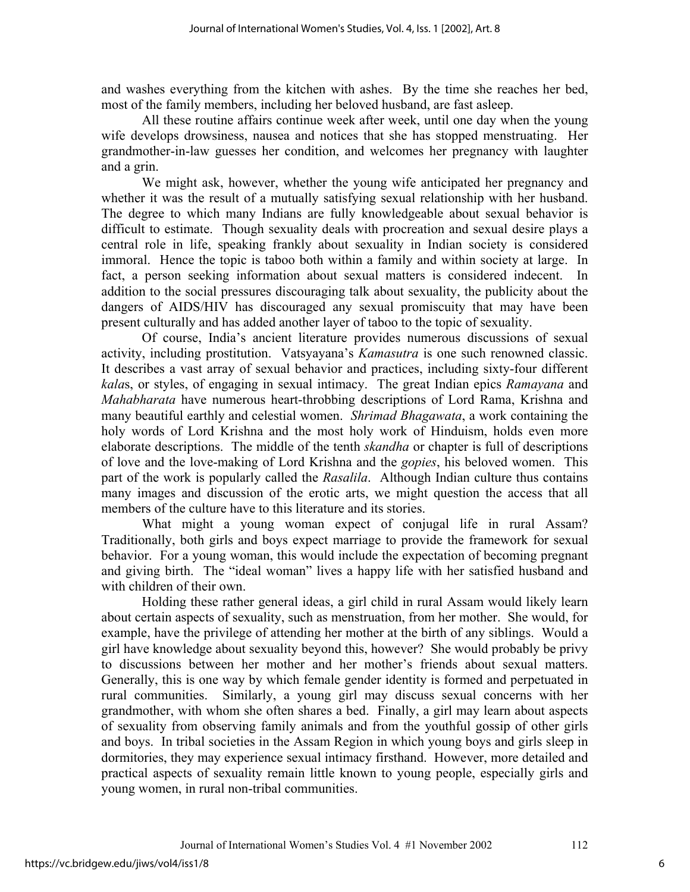and washes everything from the kitchen with ashes. By the time she reaches her bed, most of the family members, including her beloved husband, are fast asleep.

All these routine affairs continue week after week, until one day when the young wife develops drowsiness, nausea and notices that she has stopped menstruating. Her grandmother-in-law guesses her condition, and welcomes her pregnancy with laughter and a grin.

We might ask, however, whether the young wife anticipated her pregnancy and whether it was the result of a mutually satisfying sexual relationship with her husband. The degree to which many Indians are fully knowledgeable about sexual behavior is difficult to estimate. Though sexuality deals with procreation and sexual desire plays a central role in life, speaking frankly about sexuality in Indian society is considered immoral. Hence the topic is taboo both within a family and within society at large. In fact, a person seeking information about sexual matters is considered indecent. In addition to the social pressures discouraging talk about sexuality, the publicity about the dangers of AIDS/HIV has discouraged any sexual promiscuity that may have been present culturally and has added another layer of taboo to the topic of sexuality.

Of course, India's ancient literature provides numerous discussions of sexual activity, including prostitution. Vatsyayana's *Kamasutra* is one such renowned classic. It describes a vast array of sexual behavior and practices, including sixty-four different *kala*s, or styles, of engaging in sexual intimacy. The great Indian epics *Ramayana* and *Mahabharata* have numerous heart-throbbing descriptions of Lord Rama, Krishna and many beautiful earthly and celestial women. *Shrimad Bhagawata*, a work containing the holy words of Lord Krishna and the most holy work of Hinduism, holds even more elaborate descriptions. The middle of the tenth *skandha* or chapter is full of descriptions of love and the love-making of Lord Krishna and the *gopies*, his beloved women. This part of the work is popularly called the *Rasalila*. Although Indian culture thus contains many images and discussion of the erotic arts, we might question the access that all members of the culture have to this literature and its stories.

What might a young woman expect of conjugal life in rural Assam? Traditionally, both girls and boys expect marriage to provide the framework for sexual behavior. For a young woman, this would include the expectation of becoming pregnant and giving birth. The "ideal woman" lives a happy life with her satisfied husband and with children of their own.

Holding these rather general ideas, a girl child in rural Assam would likely learn about certain aspects of sexuality, such as menstruation, from her mother. She would, for example, have the privilege of attending her mother at the birth of any siblings. Would a girl have knowledge about sexuality beyond this, however? She would probably be privy to discussions between her mother and her mother's friends about sexual matters. Generally, this is one way by which female gender identity is formed and perpetuated in rural communities. Similarly, a young girl may discuss sexual concerns with her grandmother, with whom she often shares a bed. Finally, a girl may learn about aspects of sexuality from observing family animals and from the youthful gossip of other girls and boys. In tribal societies in the Assam Region in which young boys and girls sleep in dormitories, they may experience sexual intimacy firsthand. However, more detailed and practical aspects of sexuality remain little known to young people, especially girls and young women, in rural non-tribal communities.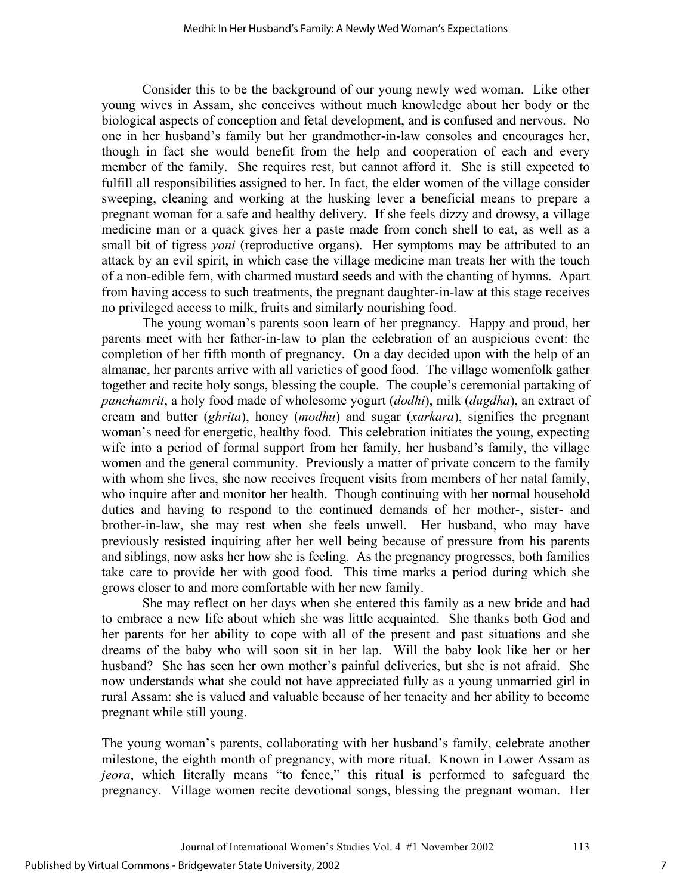Consider this to be the background of our young newly wed woman. Like other young wives in Assam, she conceives without much knowledge about her body or the biological aspects of conception and fetal development, and is confused and nervous. No one in her husband's family but her grandmother-in-law consoles and encourages her, though in fact she would benefit from the help and cooperation of each and every member of the family. She requires rest, but cannot afford it. She is still expected to fulfill all responsibilities assigned to her. In fact, the elder women of the village consider sweeping, cleaning and working at the husking lever a beneficial means to prepare a pregnant woman for a safe and healthy delivery. If she feels dizzy and drowsy, a village medicine man or a quack gives her a paste made from conch shell to eat, as well as a small bit of tigress *yoni* (reproductive organs). Her symptoms may be attributed to an attack by an evil spirit, in which case the village medicine man treats her with the touch of a non-edible fern, with charmed mustard seeds and with the chanting of hymns. Apart from having access to such treatments, the pregnant daughter-in-law at this stage receives no privileged access to milk, fruits and similarly nourishing food.

The young woman's parents soon learn of her pregnancy. Happy and proud, her parents meet with her father-in-law to plan the celebration of an auspicious event: the completion of her fifth month of pregnancy. On a day decided upon with the help of an almanac, her parents arrive with all varieties of good food. The village womenfolk gather together and recite holy songs, blessing the couple. The couple's ceremonial partaking of *panchamrit*, a holy food made of wholesome yogurt (*dodhi*), milk (*dugdha*), an extract of cream and butter (*ghrita*), honey (*modhu*) and sugar (*xarkara*), signifies the pregnant woman's need for energetic, healthy food. This celebration initiates the young, expecting wife into a period of formal support from her family, her husband's family, the village women and the general community. Previously a matter of private concern to the family with whom she lives, she now receives frequent visits from members of her natal family, who inquire after and monitor her health. Though continuing with her normal household duties and having to respond to the continued demands of her mother-, sister- and brother-in-law, she may rest when she feels unwell. Her husband, who may have previously resisted inquiring after her well being because of pressure from his parents and siblings, now asks her how she is feeling. As the pregnancy progresses, both families take care to provide her with good food. This time marks a period during which she grows closer to and more comfortable with her new family.

She may reflect on her days when she entered this family as a new bride and had to embrace a new life about which she was little acquainted. She thanks both God and her parents for her ability to cope with all of the present and past situations and she dreams of the baby who will soon sit in her lap. Will the baby look like her or her husband? She has seen her own mother's painful deliveries, but she is not afraid. She now understands what she could not have appreciated fully as a young unmarried girl in rural Assam: she is valued and valuable because of her tenacity and her ability to become pregnant while still young.

The young woman's parents, collaborating with her husband's family, celebrate another milestone, the eighth month of pregnancy, with more ritual. Known in Lower Assam as *jeora*, which literally means "to fence," this ritual is performed to safeguard the pregnancy. Village women recite devotional songs, blessing the pregnant woman. Her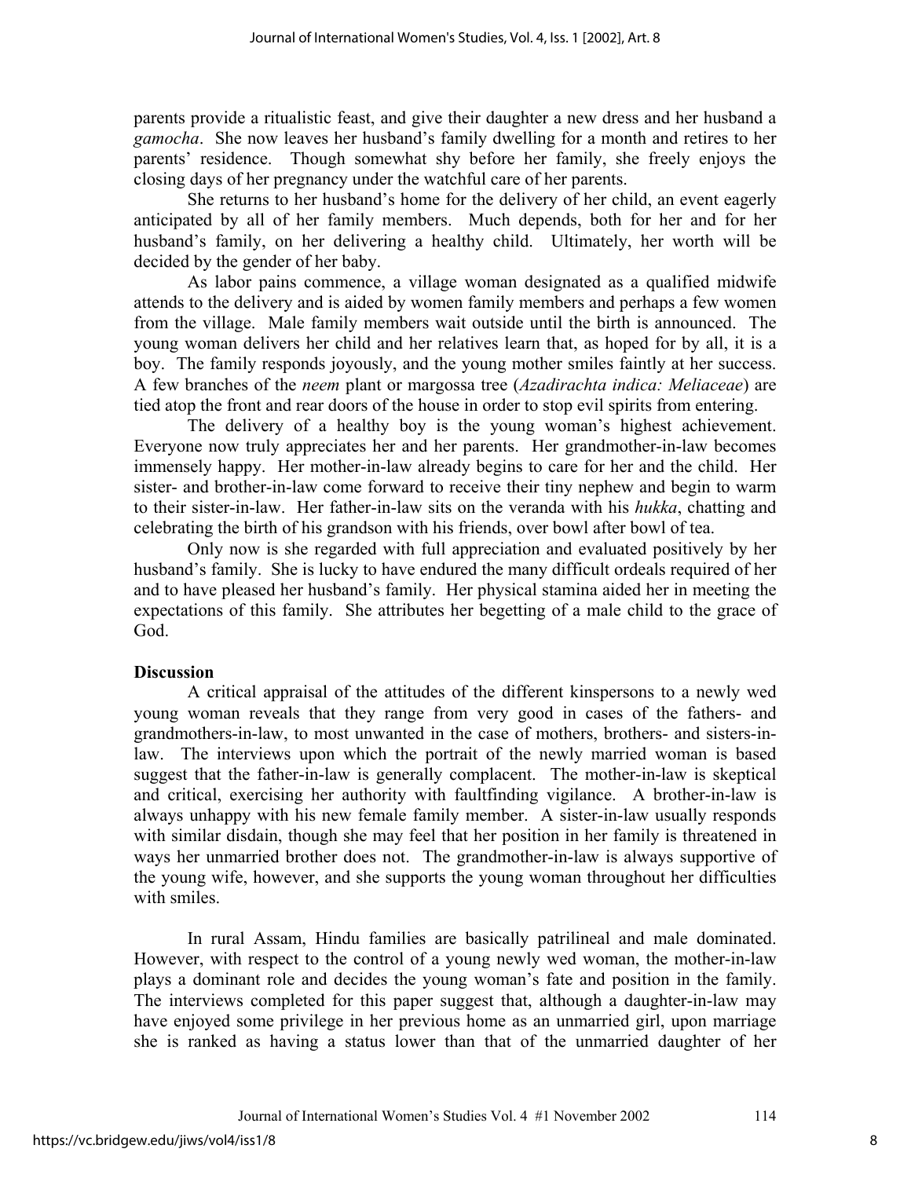parents provide a ritualistic feast, and give their daughter a new dress and her husband a *gamocha*. She now leaves her husband's family dwelling for a month and retires to her parents' residence. Though somewhat shy before her family, she freely enjoys the closing days of her pregnancy under the watchful care of her parents.

She returns to her husband's home for the delivery of her child, an event eagerly anticipated by all of her family members. Much depends, both for her and for her husband's family, on her delivering a healthy child. Ultimately, her worth will be decided by the gender of her baby.

As labor pains commence, a village woman designated as a qualified midwife attends to the delivery and is aided by women family members and perhaps a few women from the village. Male family members wait outside until the birth is announced. The young woman delivers her child and her relatives learn that, as hoped for by all, it is a boy. The family responds joyously, and the young mother smiles faintly at her success. A few branches of the *neem* plant or margossa tree (*Azadirachta indica: Meliaceae*) are tied atop the front and rear doors of the house in order to stop evil spirits from entering.

The delivery of a healthy boy is the young woman's highest achievement. Everyone now truly appreciates her and her parents. Her grandmother-in-law becomes immensely happy. Her mother-in-law already begins to care for her and the child. Her sister- and brother-in-law come forward to receive their tiny nephew and begin to warm to their sister-in-law. Her father-in-law sits on the veranda with his *hukka*, chatting and celebrating the birth of his grandson with his friends, over bowl after bowl of tea.

Only now is she regarded with full appreciation and evaluated positively by her husband's family. She is lucky to have endured the many difficult ordeals required of her and to have pleased her husband's family. Her physical stamina aided her in meeting the expectations of this family. She attributes her begetting of a male child to the grace of God.

**Discussion**

A critical appraisal of the attitudes of the different kinspersons to a newly wed young woman reveals that they range from very good in cases of the fathers- and grandmothers-in-law, to most unwanted in the case of mothers, brothers- and sisters-in-law. The interviews upon which the portrait of the newly married woman is based suggest that the father-in-law is generally complacent. The mother-in-law is skeptical and critical, exercising her authority with faultfinding vigilance. A brother-in-law is always unhappy with his new female family member. A sister-in-law usually responds with similar disdain, though she may feel that her position in her family is threatened in ways her unmarried brother does not. The grandmother-in-law is always supportive of the young wife, however, and she supports the young woman throughout her difficulties with smiles.

In rural Assam, Hindu families are basically patrilineal and male dominated. However, with respect to the control of a young newly wed woman, the mother-in-law plays a dominant role and decides the young woman's fate and position in the family. The interviews completed for this paper suggest that, although a daughter-in-law may have enjoyed some privilege in her previous home as an unmarried girl, upon marriage she is ranked as having a status lower than that of the unmarried daughter of her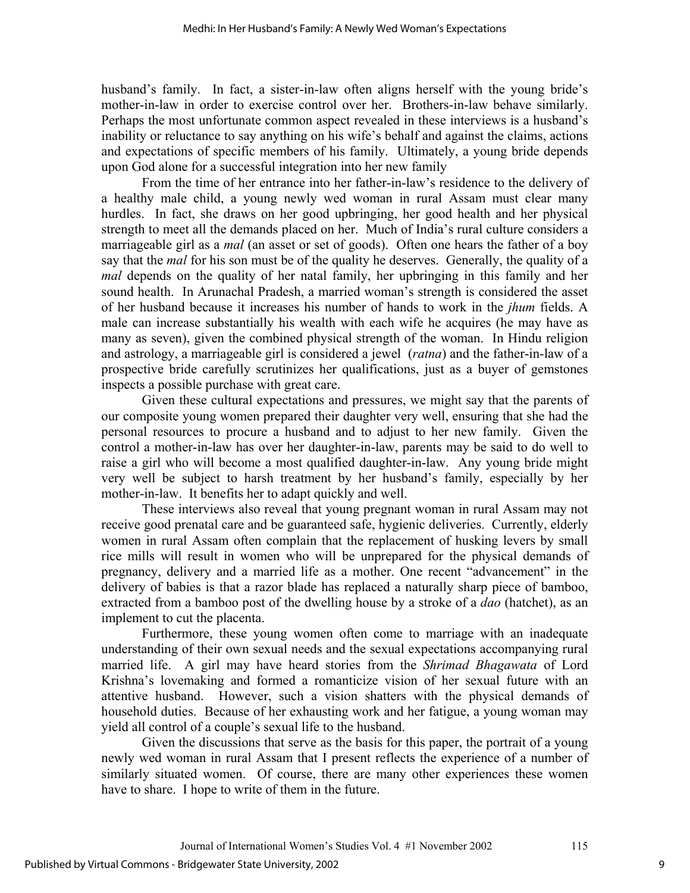husband's family. In fact, a sister-in-law often aligns herself with the young bride's mother-in-law in order to exercise control over her. Brothers-in-law behave similarly. Perhaps the most unfortunate common aspect revealed in these interviews is a husband's inability or reluctance to say anything on his wife's behalf and against the claims, actions and expectations of specific members of his family. Ultimately, a young bride depends upon God alone for a successful integration into her new family

From the time of her entrance into her father-in-law's residence to the delivery of a healthy male child, a young newly wed woman in rural Assam must clear many hurdles. In fact, she draws on her good upbringing, her good health and her physical strength to meet all the demands placed on her. Much of India's rural culture considers a marriageable girl as a *mal* (an asset or set of goods). Often one hears the father of a boy say that the *mal* for his son must be of the quality he deserves. Generally, the quality of a *mal* depends on the quality of her natal family, her upbringing in this family and her sound health. In Arunachal Pradesh, a married woman's strength is considered the asset of her husband because it increases his number of hands to work in the *jhum* fields. A male can increase substantially his wealth with each wife he acquires (he may have as many as seven), given the combined physical strength of the woman. In Hindu religion and astrology, a marriageable girl is considered a jewel (*ratna*) and the father-in-law of a prospective bride carefully scrutinizes her qualifications, just as a buyer of gemstones inspects a possible purchase with great care.

Given these cultural expectations and pressures, we might say that the parents of our composite young women prepared their daughter very well, ensuring that she had the personal resources to procure a husband and to adjust to her new family. Given the control a mother-in-law has over her daughter-in-law, parents may be said to do well to raise a girl who will become a most qualified daughter-in-law. Any young bride might very well be subject to harsh treatment by her husband's family, especially by her mother-in-law. It benefits her to adapt quickly and well.

These interviews also reveal that young pregnant woman in rural Assam may not receive good prenatal care and be guaranteed safe, hygienic deliveries. Currently, elderly women in rural Assam often complain that the replacement of husking levers by small rice mills will result in women who will be unprepared for the physical demands of pregnancy, delivery and a married life as a mother. One recent "advancement" in the delivery of babies is that a razor blade has replaced a naturally sharp piece of bamboo, extracted from a bamboo post of the dwelling house by a stroke of a *dao* (hatchet), as an implement to cut the placenta.

Furthermore, these young women often come to marriage with an inadequate understanding of their own sexual needs and the sexual expectations accompanying rural married life. A girl may have heard stories from the *Shrimad Bhagawata* of Lord Krishna's lovemaking and formed a romanticize vision of her sexual future with an attentive husband. However, such a vision shatters with the physical demands of household duties. Because of her exhausting work and her fatigue, a young woman may yield all control of a couple's sexual life to the husband.

Given the discussions that serve as the basis for this paper, the portrait of a young newly wed woman in rural Assam that I present reflects the experience of a number of similarly situated women. Of course, there are many other experiences these women have to share. I hope to write of them in the future.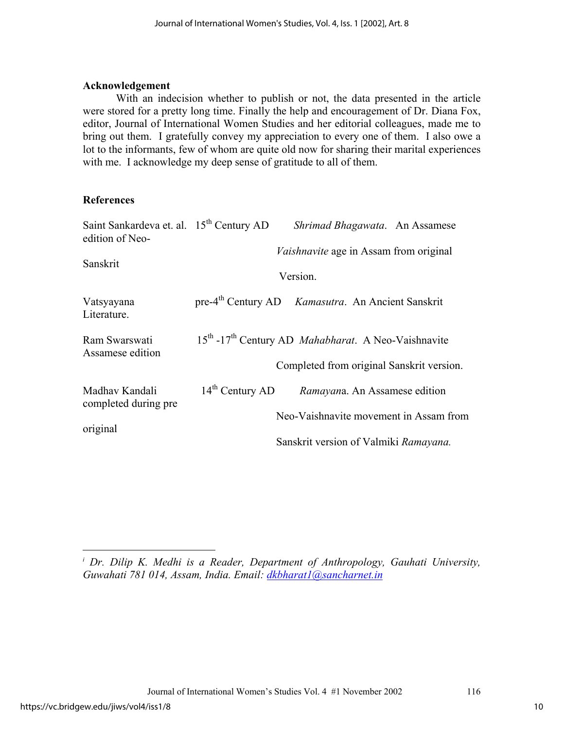**Acknowledgement**

With an indecision whether to publish or not, the data presented in the article were stored for a pretty long time. Finally the help and encouragement of Dr. Diana Fox, editor, Journal of International Women Studies and her editorial colleagues, made me to bring out them. I gratefully convey my appreciation to every one of them. I also owe a lot to the informants, few of whom are quite old now for sharing their marital experiences with me. I acknowledge my deep sense of gratitude to all of them.

**References**

Saint Sankardeva et. al. 15th Century AD *Shrimad Bhagawata*. An Assamese edition of Neo-*Vaishnavite* age in Assam from original Sanskrit Version.

Vatsyayana pre-4th Century AD *Kamasutra*. An Ancient Sanskrit Literature.

Ram Swarswati 15th -17th Century AD *Mahabharat*. A Neo-Vaishnavite Assamese edition Completed from original Sanskrit version.

Madhav Kandali 14th Century AD *Ramayana*. An Assamese edition completed during pre Neo-Vaishnavite movement in Assam from original Sanskrit version of Valmiki *Ramayana.*

---

[i] *Dr. Dilip K. Medhi is a Reader, Department of Anthropology, Gauhati University, Guwahati 781 014, Assam, India. Email: dkbharat1@sancharnet.in*